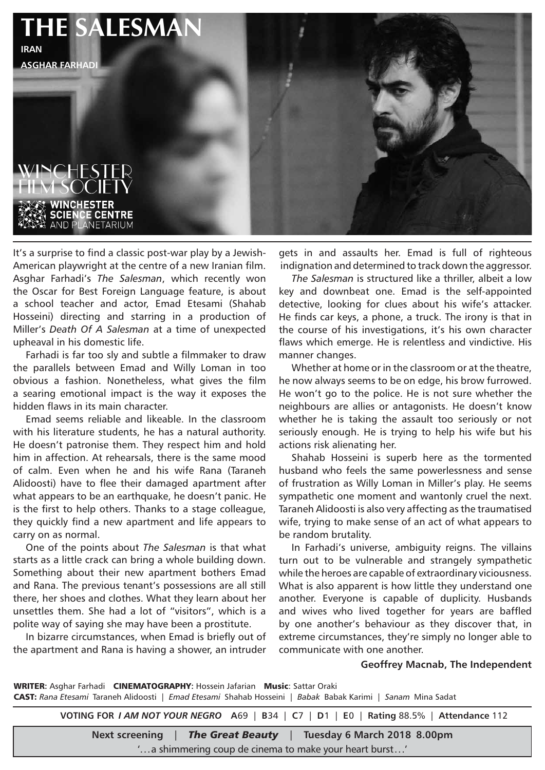# THE SALESMAN

**IRAN**

**ASGHAR FARHADI**

WINCHESTER FILM SOCIETY

WINCHESTER SCIENCE CENTRE AND PLANETARIUM

It's a surprise to find a classic post-war play by a Jewish-American playwright at the centre of a new Iranian film. Asghar Farhadi's *The Salesman*, which recently won the Oscar for Best Foreign Language feature, is about a school teacher and actor, Emad Etesami (Shahab Hosseini) directing and starring in a production of Miller's *Death Of A Salesman* at a time of unexpected upheaval in his domestic life.

Farhadi is far too sly and subtle a filmmaker to draw the parallels between Emad and Willy Loman in too obvious a fashion. Nonetheless, what gives the film a searing emotional impact is the way it exposes the hidden flaws in its main character.

Emad seems reliable and likeable. In the classroom with his literature students, he has a natural authority. He doesn't patronise them. They respect him and hold him in affection. At rehearsals, there is the same mood of calm. Even when he and his wife Rana (Taraneh Alidoosti) have to flee their damaged apartment after what appears to be an earthquake, he doesn't panic. He is the first to help others. Thanks to a stage colleague, they quickly find a new apartment and life appears to carry on as normal.

One of the points about *The Salesman* is that what starts as a little crack can bring a whole building down. Something about their new apartment bothers Emad and Rana. The previous tenant's possessions are all still there, her shoes and clothes. What they learn about her unsettles them. She had a lot of "visitors", which is a polite way of saying she may have been a prostitute.

In bizarre circumstances, when Emad is briefly out of the apartment and Rana is having a shower, an intruder gets in and assaults her. Emad is full of righteous indignation and determined to track down the aggressor.

*The Salesman* is structured like a thriller, albeit a low key and downbeat one. Emad is the self-appointed detective, looking for clues about his wife's attacker. He finds car keys, a phone, a truck. The irony is that in the course of his investigations, it's his own character flaws which emerge. He is relentless and vindictive. His manner changes.

Whether at home or in the classroom or at the theatre, he now always seems to be on edge, his brow furrowed. He won't go to the police. He is not sure whether the neighbours are allies or antagonists. He doesn't know whether he is taking the assault too seriously or not seriously enough. He is trying to help his wife but his actions risk alienating her.

Shahab Hosseini is superb here as the tormented husband who feels the same powerlessness and sense of frustration as Willy Loman in Miller's play. He seems sympathetic one moment and wantonly cruel the next. Taraneh Alidoosti is also very affecting as the traumatised wife, trying to make sense of an act of what appears to be random brutality.

In Farhadi's universe, ambiguity reigns. The villains turn out to be vulnerable and strangely sympathetic while the heroes are capable of extraordinary viciousness. What is also apparent is how little they understand one another. Everyone is capable of duplicity. Husbands and wives who lived together for years are baffled by one another's behaviour as they discover that, in extreme circumstances, they're simply no longer able to communicate with one another.

**Geoffrey Macnab, The Independent**

**WRITER:** Asghar Farhadi **CINEMATOGRAPHY:** Hossein Jafarian **Music:** Sattar Oraki

**CAST:** *Rana Etesami* Taraneh Alidoosti | *Emad Etesami* Shahab Hosseini | *Babak* Babak Karimi | *Sanam* Mina Sadat

**VOTING FOR *I AM NOT YOUR NEGRO*** **A**69 | **B**34 | **C**7 | **D**1 | **E**0 | **Rating** 88.5% | **Attendance** 112

**Next screening** | ***The Great Beauty*** | **Tuesday 6 March 2018 8.00pm**

'…a shimmering coup de cinema to make your heart burst…'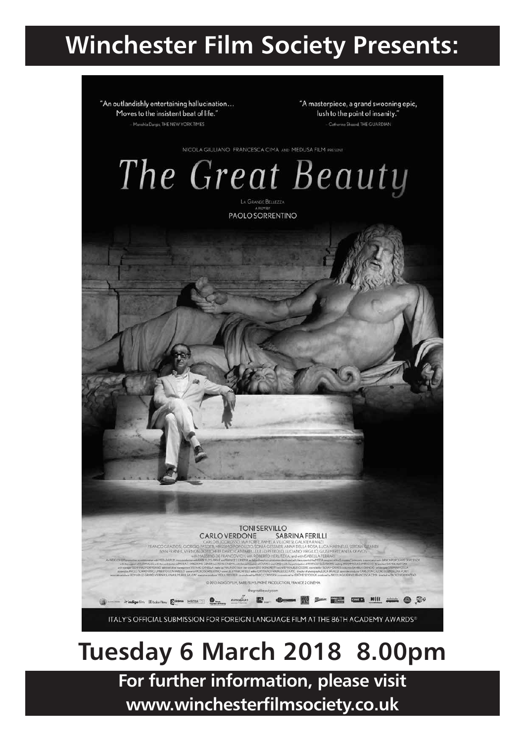# Winchester Film Society Presents:

"An outlandishly entertaining hallucination… Moves to the insistent beat of life."
– Manohla Dargis, THE NEW YORK TIMES

"A masterpiece, a grand swooning epic, lush to the point of insanity."
– Catherine Shoard, THE GUARDIAN

NICOLA GIULIANO FRANCESCA CIMA AND MEDUSA FILM PRESENT

The Great Beauty

LA GRANDE BELLEZZA
A FILM BY
PAOLO SORRENTINO

TONI SERVILLO
CARLO VERDONE SABRINA FERILLI

ITALY'S OFFICIAL SUBMISSION FOR FOREIGN LANGUAGE FILM AT THE 86TH ACADEMY AWARDS®

## Tuesday 6 March 2018 8.00pm

**For further information, please visit www.winchesterfilmsociety.co.uk**